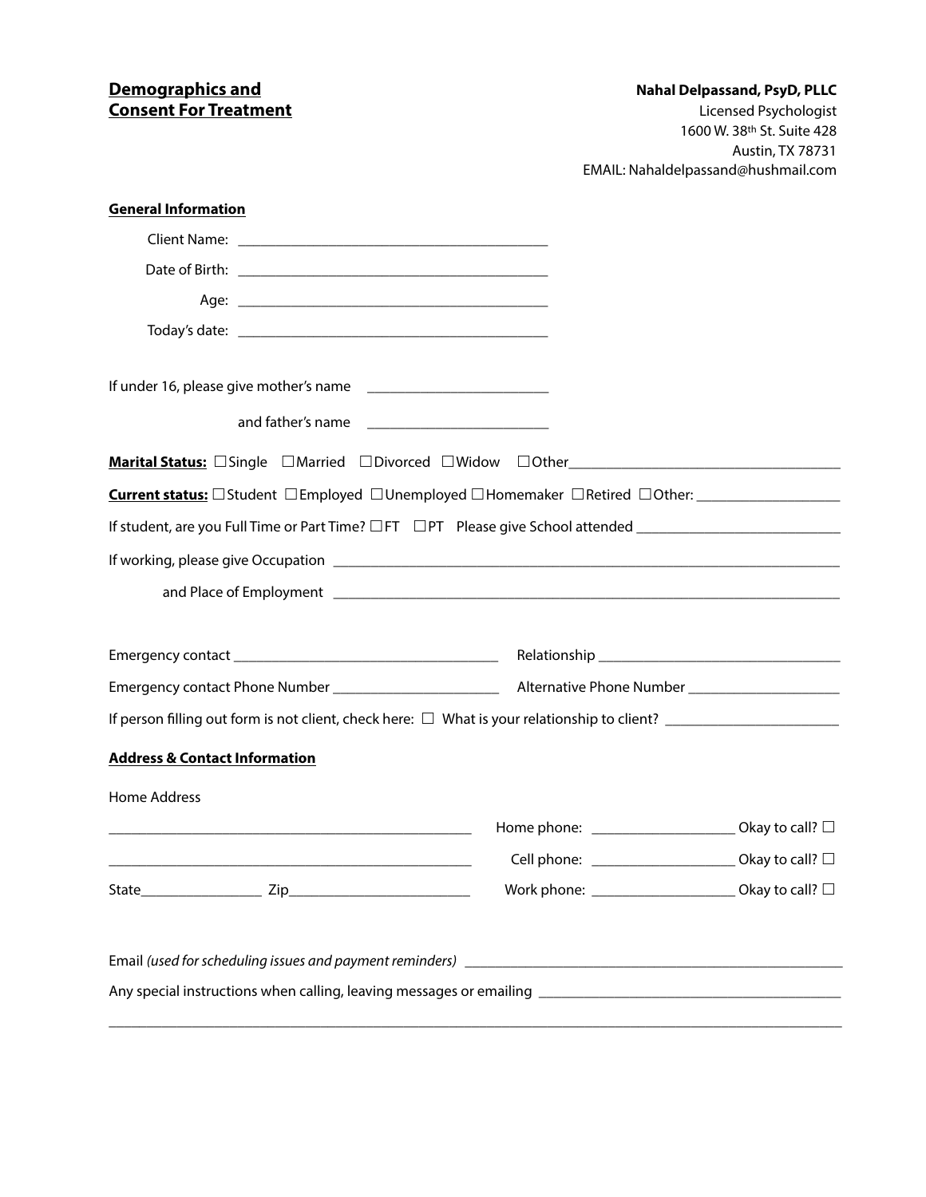## Demographics and Consent For Treatment

**Nahal Delpassand, PsyD, PLLC**
Licensed Psychologist
1600 W. 38th St. Suite 428
Austin, TX 78731
EMAIL: Nahaldelpassand@hushmail.com

### General Information

Client Name: ________________________________________

Date of Birth: ________________________________________

Age: ________________________________________

Today's date: ________________________________________

If under 16, please give mother's name ________________________

and father's name ________________________

**Marital Status:** ☐ Single ☐ Married ☐ Divorced ☐ Widow ☐ Other____________________________________

**Current status:** ☐ Student ☐ Employed ☐ Unemployed ☐ Homemaker ☐ Retired ☐ Other: ___________________

If student, are you Full Time or Part Time? ☐ FT ☐ PT Please give School attended ___________________________

If working, please give Occupation ____________________________________________________________________

and Place of Employment ____________________________________________________________________

Emergency contact ____________________________________ Relationship ________________________________

Emergency contact Phone Number ______________________ Alternative Phone Number ____________________

If person filling out form is not client, check here: ☐ What is your relationship to client? ______________________

### Address & Contact Information

Home Address

________________________________________________ Home phone: ___________________ Okay to call? ☐

________________________________________________ Cell phone: ___________________ Okay to call? ☐

State________________ Zip________________________ Work phone: ___________________ Okay to call? ☐

Email *(used for scheduling issues and payment reminders)* __________________________________________________

Any special instructions when calling, leaving messages or emailing ________________________________________

__________________________________________________________________________________________________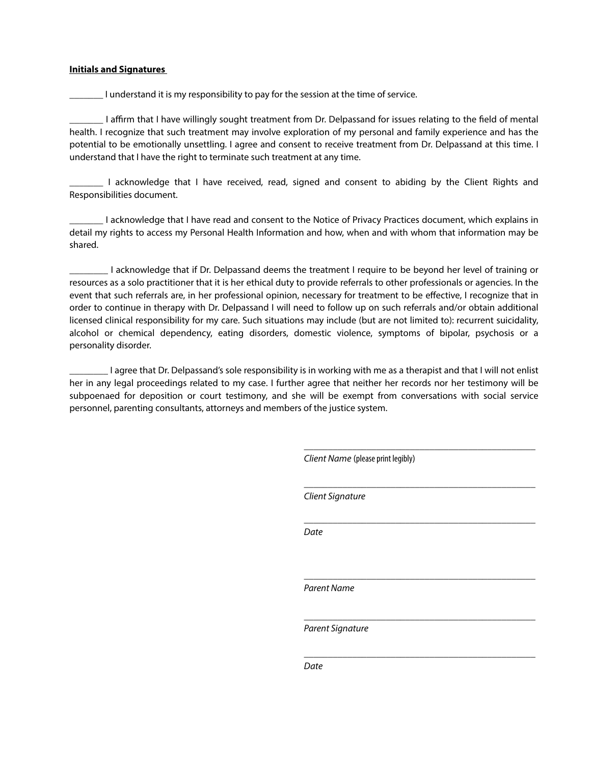**Initials and Signatures**

_______ I understand it is my responsibility to pay for the session at the time of service.

_______ I affirm that I have willingly sought treatment from Dr. Delpassand for issues relating to the field of mental health. I recognize that such treatment may involve exploration of my personal and family experience and has the potential to be emotionally unsettling. I agree and consent to receive treatment from Dr. Delpassand at this time. I understand that I have the right to terminate such treatment at any time.

_______ I acknowledge that I have received, read, signed and consent to abiding by the Client Rights and Responsibilities document.

_______ I acknowledge that I have read and consent to the Notice of Privacy Practices document, which explains in detail my rights to access my Personal Health Information and how, when and with whom that information may be shared.

________ I acknowledge that if Dr. Delpassand deems the treatment I require to be beyond her level of training or resources as a solo practitioner that it is her ethical duty to provide referrals to other professionals or agencies. In the event that such referrals are, in her professional opinion, necessary for treatment to be effective, I recognize that in order to continue in therapy with Dr. Delpassand I will need to follow up on such referrals and/or obtain additional licensed clinical responsibility for my care. Such situations may include (but are not limited to): recurrent suicidality, alcohol or chemical dependency, eating disorders, domestic violence, symptoms of bipolar, psychosis or a personality disorder.

________ I agree that Dr. Delpassand's sole responsibility is in working with me as a therapist and that I will not enlist her in any legal proceedings related to my case. I further agree that neither her records nor her testimony will be subpoenaed for deposition or court testimony, and she will be exempt from conversations with social service personnel, parenting consultants, attorneys and members of the justice system.

_______________________________________________

*Client Name* (please print legibly)

_______________________________________________

*Client Signature*

_______________________________________________

*Date*

_______________________________________________

*Parent Name*

_______________________________________________

*Parent Signature*

_______________________________________________

*Date*